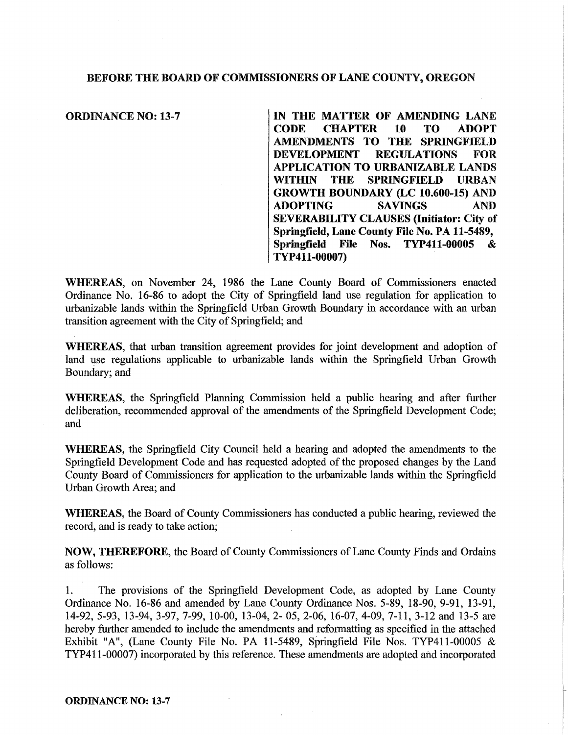**BEFORE THE BOARD OF COMMISSIONERS OF LANE COUNTY, OREGON**

**ORDINANCE NO: 13-7**

**IN THE MATTER OF AMENDING LANE CODE CHAPTER 10 TO ADOPT AMENDMENTS TO THE SPRINGFIELD DEVELOPMENT REGULATIONS FOR APPLICATION TO URBANIZABLE LANDS WITHIN THE SPRINGFIELD URBAN GROWTH BOUNDARY (LC 10.600-15) AND ADOPTING SAVINGS AND SEVERABILITY CLAUSES (Initiator: City of Springfield, Lane County File No. PA 11-5489, Springfield File Nos. TYP411-00005 & TYP411-00007)**

**WHEREAS**, on November 24, 1986 the Lane County Board of Commissioners enacted Ordinance No. 16-86 to adopt the City of Springfield land use regulation for application to urbanizable lands within the Springfield Urban Growth Boundary in accordance with an urban transition agreement with the City of Springfield; and

**WHEREAS**, that urban transition agreement provides for joint development and adoption of land use regulations applicable to urbanizable lands within the Springfield Urban Growth Boundary; and

**WHEREAS**, the Springfield Planning Commission held a public hearing and after further deliberation, recommended approval of the amendments of the Springfield Development Code; and

**WHEREAS**, the Springfield City Council held a hearing and adopted the amendments to the Springfield Development Code and has requested adopted of the proposed changes by the Land County Board of Commissioners for application to the urbanizable lands within the Springfield Urban Growth Area; and

**WHEREAS**, the Board of County Commissioners has conducted a public hearing, reviewed the record, and is ready to take action;

**NOW, THEREFORE**, the Board of County Commissioners of Lane County Finds and Ordains as follows:

1. The provisions of the Springfield Development Code, as adopted by Lane County Ordinance No. 16-86 and amended by Lane County Ordinance Nos. 5-89, 18-90, 9-91, 13-91, 14-92, 5-93, 13-94, 3-97, 7-99, 10-00, 13-04, 2- 05, 2-06, 16-07, 4-09, 7-11, 3-12 and 13-5 are hereby further amended to include the amendments and reformatting as specified in the attached Exhibit "A", (Lane County File No. PA 11-5489, Springfield File Nos. TYP411-00005 & TYP411-00007) incorporated by this reference. These amendments are adopted and incorporated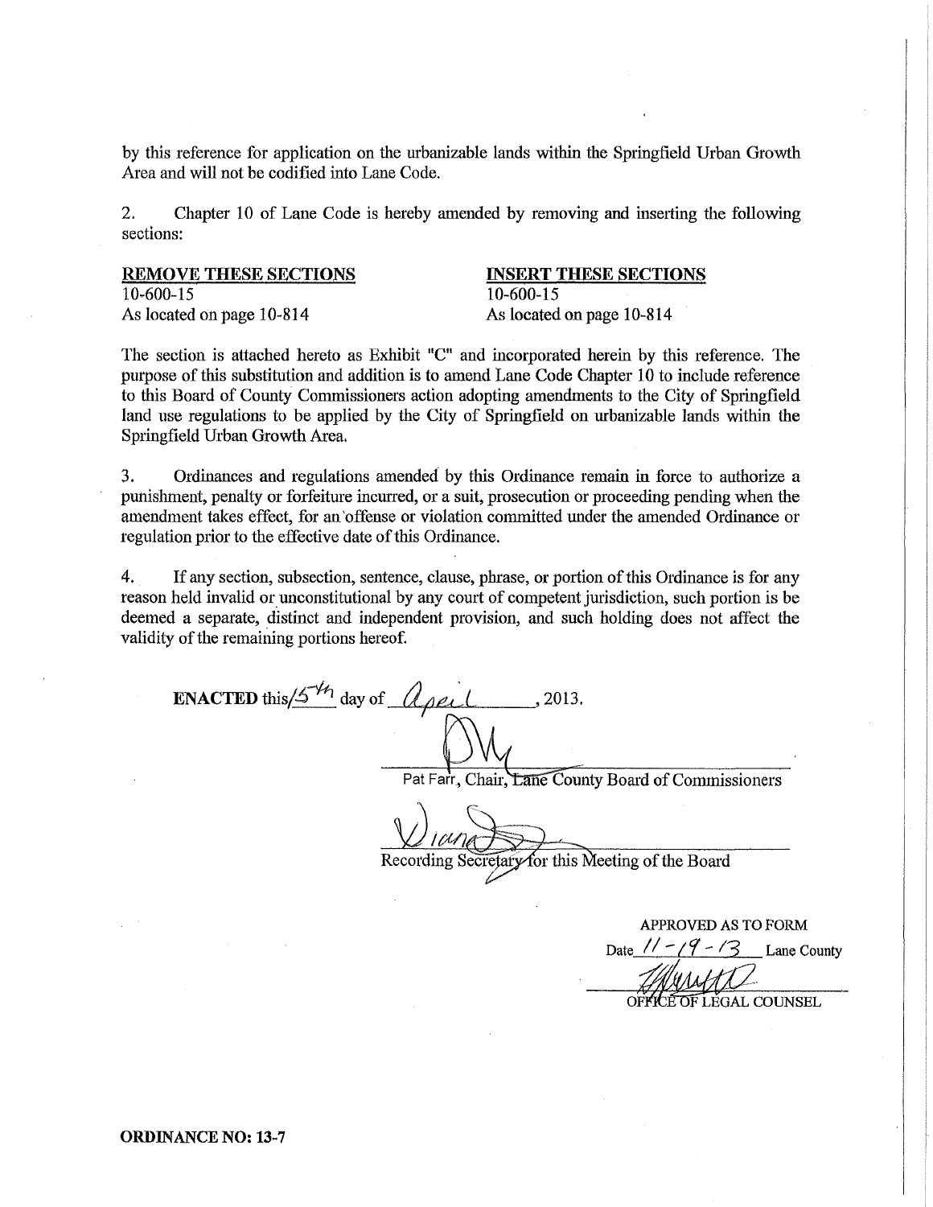by this reference for application on the urbanizable lands within the Springfield Urban Growth Area and will not be codified into Lane Code.

2. Chapter 10 of Lane Code is hereby amended by removing and inserting the following sections:

| **REMOVE THESE SECTIONS** | **INSERT THESE SECTIONS** |
|---|---|
| 10-600-15 | 10-600-15 |
| As located on page 10-814 | As located on page 10-814 |

The section is attached hereto as Exhibit "C" and incorporated herein by this reference. The purpose of this substitution and addition is to amend Lane Code Chapter 10 to include reference to this Board of County Commissioners action adopting amendments to the City of Springfield land use regulations to be applied by the City of Springfield on urbanizable lands within the Springfield Urban Growth Area.

3. Ordinances and regulations amended by this Ordinance remain in force to authorize a punishment, penalty or forfeiture incurred, or a suit, prosecution or proceeding pending when the amendment takes effect, for an offense or violation committed under the amended Ordinance or regulation prior to the effective date of this Ordinance.

4. If any section, subsection, sentence, clause, phrase, or portion of this Ordinance is for any reason held invalid or unconstitutional by any court of competent jurisdiction, such portion is be deemed a separate, distinct and independent provision, and such holding does not affect the validity of the remaining portions hereof.

**ENACTED** this 15th day of April, 2013.

Pat Farr, Chair, Lane County Board of Commissioners

Recording Secretary for this Meeting of the Board

APPROVED AS TO FORM
Date 11-19-13 Lane County
OFFICE OF LEGAL COUNSEL

**ORDINANCE NO: 13-7**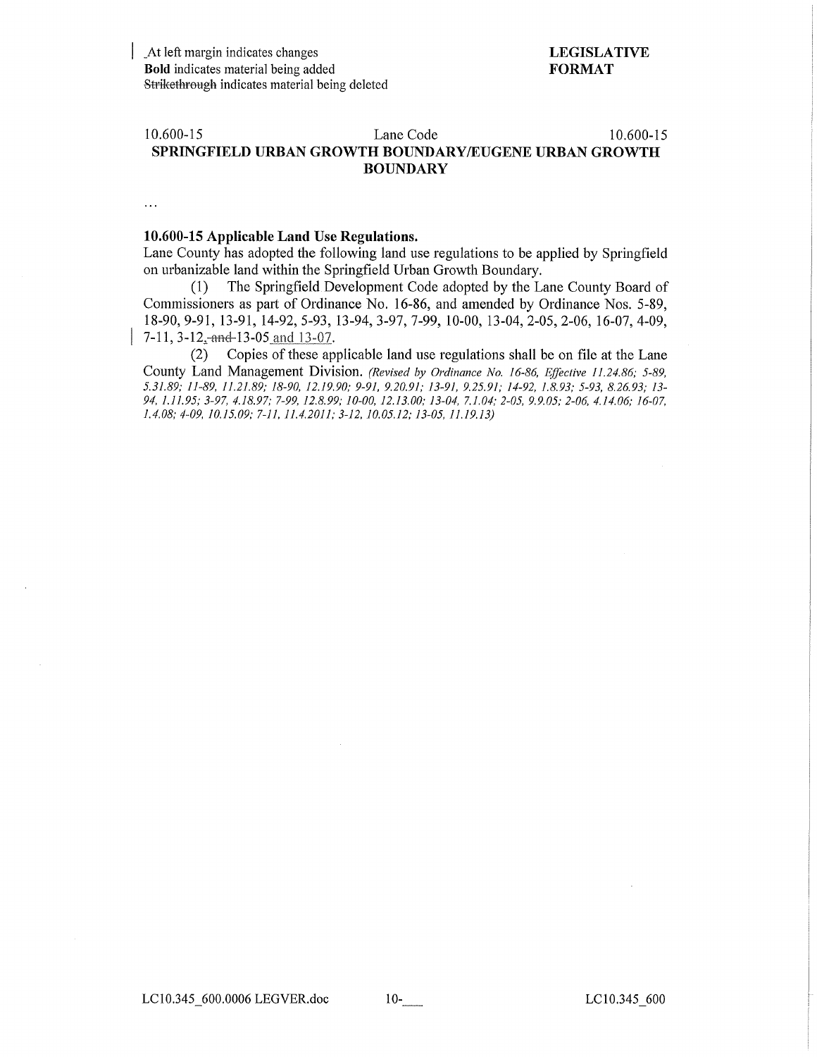| At left margin indicates changes
**Bold** indicates material being added
~~Strikethrough~~ indicates material being deleted

**LEGISLATIVE FORMAT**

10.600-15 Lane Code 10.600-15

**SPRINGFIELD URBAN GROWTH BOUNDARY/EUGENE URBAN GROWTH BOUNDARY**

...

**10.600-15 Applicable Land Use Regulations.**

Lane County has adopted the following land use regulations to be applied by Springfield on urbanizable land within the Springfield Urban Growth Boundary.

(1) The Springfield Development Code adopted by the Lane County Board of Commissioners as part of Ordinance No. 16-86, and amended by Ordinance Nos. 5-89, 18-90, 9-91, 13-91, 14-92, 5-93, 13-94, 3-97, 7-99, 10-00, 13-04, 2-05, 2-06, 16-07, 4-09, 7-11, 3-12, ~~and~~ 13-05 and 13-07.

(2) Copies of these applicable land use regulations shall be on file at the Lane County Land Management Division. *(Revised by Ordinance No. 16-86, Effective 11.24.86; 5-89, 5.31.89; 11-89, 11.21.89; 18-90, 12.19.90; 9-91, 9.20.91; 13-91, 9.25.91; 14-92, 1.8.93; 5-93, 8.26.93; 13-94, 1.11.95; 3-97, 4.18.97; 7-99, 12.8.99; 10-00, 12.13.00; 13-04, 7.1.04; 2-05, 9.9.05; 2-06, 4.14.06; 16-07, 1.4.08; 4-09, 10.15.09; 7-11, 11.4.2011; 3-12, 10.05.12; 13-05, 11.19.13)*

LC10.345_600.0006 LEGVER.doc 10-___ LC10.345_600